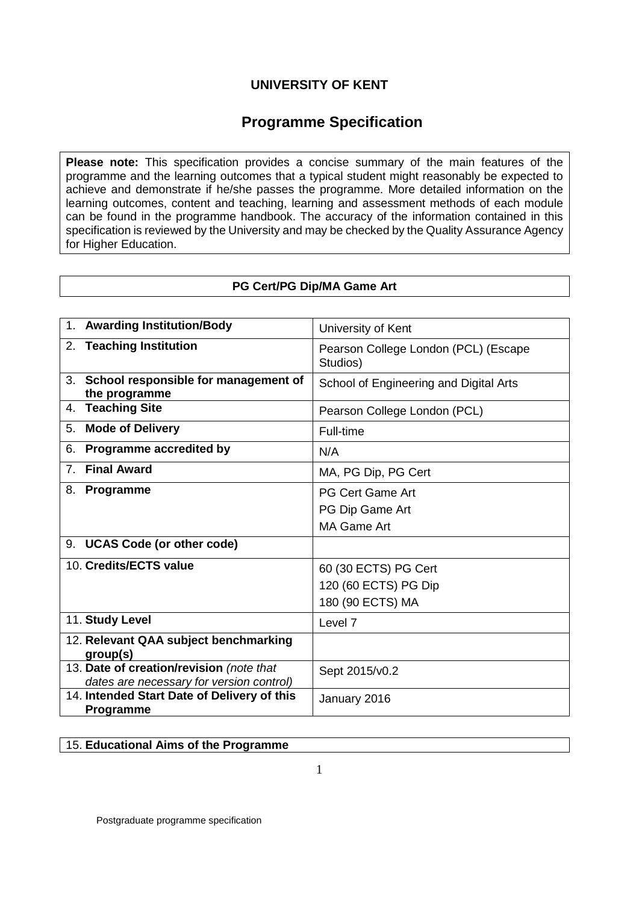# UNIVERSITY OF KENT

## Programme Specification

**Please note:** This specification provides a concise summary of the main features of the programme and the learning outcomes that a typical student might reasonably be expected to achieve and demonstrate if he/she passes the programme. More detailed information on the learning outcomes, content and teaching, learning and assessment methods of each module can be found in the programme handbook. The accuracy of the information contained in this specification is reviewed by the University and may be checked by the Quality Assurance Agency for Higher Education.

**PG Cert/PG Dip/MA Game Art**

| | |
|---|---|
| 1. **Awarding Institution/Body** | University of Kent |
| 2. **Teaching Institution** | Pearson College London (PCL) (Escape Studios) |
| 3. **School responsible for management of the programme** | School of Engineering and Digital Arts |
| 4. **Teaching Site** | Pearson College London (PCL) |
| 5. **Mode of Delivery** | Full-time |
| 6. **Programme accredited by** | N/A |
| 7. **Final Award** | MA, PG Dip, PG Cert |
| 8. **Programme** | PG Cert Game Art<br>PG Dip Game Art<br>MA Game Art |
| 9. **UCAS Code (or other code)** | |
| 10. **Credits/ECTS value** | 60 (30 ECTS) PG Cert<br>120 (60 ECTS) PG Dip<br>180 (90 ECTS) MA |
| 11. **Study Level** | Level 7 |
| 12. **Relevant QAA subject benchmarking group(s)** | |
| 13. **Date of creation/revision** *(note that dates are necessary for version control)* | Sept 2015/v0.2 |
| 14. **Intended Start Date of Delivery of this Programme** | January 2016 |

15. **Educational Aims of the Programme**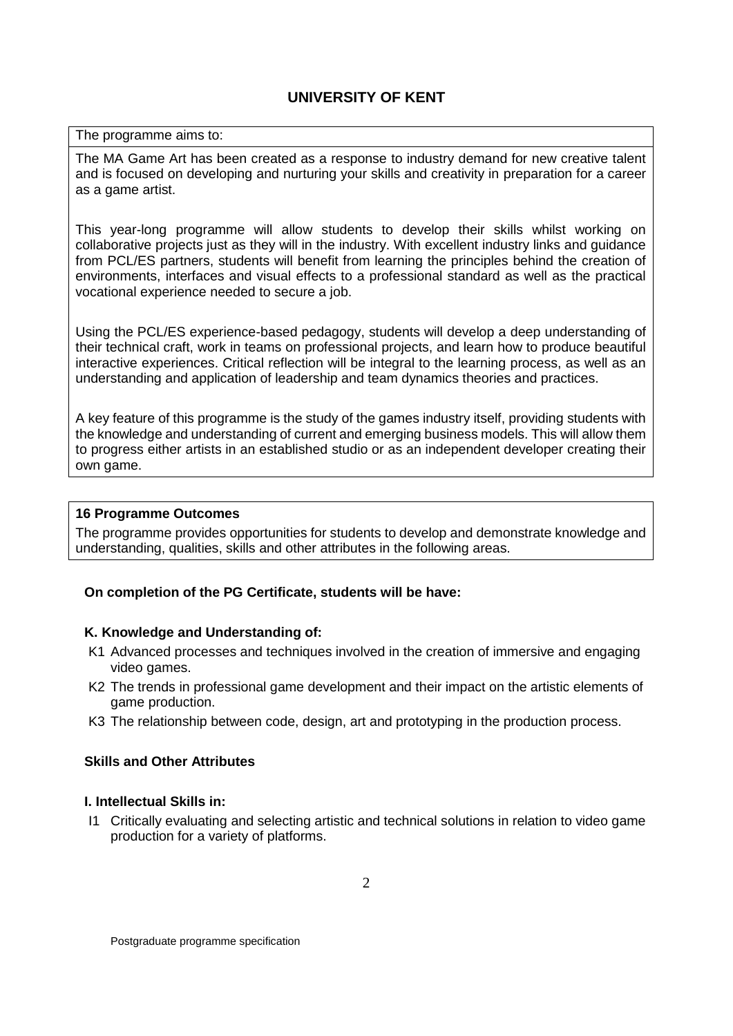**UNIVERSITY OF KENT**

The programme aims to:

The MA Game Art has been created as a response to industry demand for new creative talent and is focused on developing and nurturing your skills and creativity in preparation for a career as a game artist.

This year-long programme will allow students to develop their skills whilst working on collaborative projects just as they will in the industry. With excellent industry links and guidance from PCL/ES partners, students will benefit from learning the principles behind the creation of environments, interfaces and visual effects to a professional standard as well as the practical vocational experience needed to secure a job.

Using the PCL/ES experience-based pedagogy, students will develop a deep understanding of their technical craft, work in teams on professional projects, and learn how to produce beautiful interactive experiences. Critical reflection will be integral to the learning process, as well as an understanding and application of leadership and team dynamics theories and practices.

A key feature of this programme is the study of the games industry itself, providing students with the knowledge and understanding of current and emerging business models. This will allow them to progress either artists in an established studio or as an independent developer creating their own game.

**16 Programme Outcomes**

The programme provides opportunities for students to develop and demonstrate knowledge and understanding, qualities, skills and other attributes in the following areas.

**On completion of the PG Certificate, students will be have:**

**K. Knowledge and Understanding of:**

- K1 Advanced processes and techniques involved in the creation of immersive and engaging video games.
- K2 The trends in professional game development and their impact on the artistic elements of game production.
- K3 The relationship between code, design, art and prototyping in the production process.

**Skills and Other Attributes**

**I. Intellectual Skills in:**

- I1 Critically evaluating and selecting artistic and technical solutions in relation to video game production for a variety of platforms.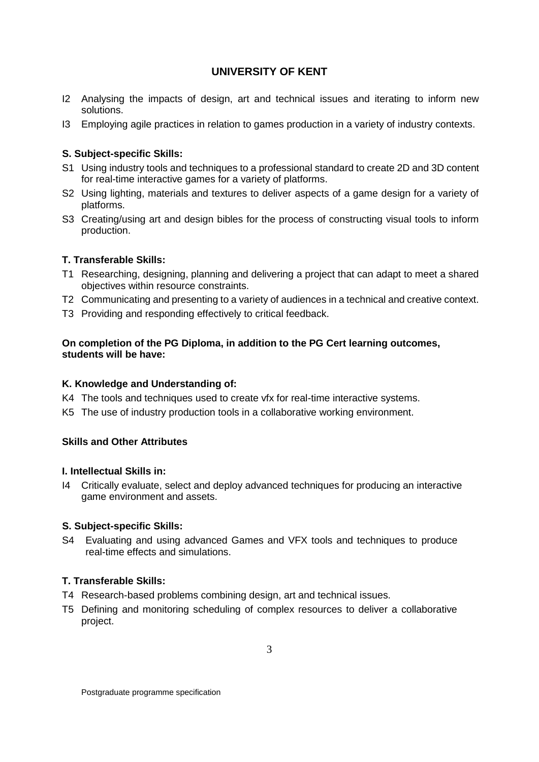I2 Analysing the impacts of design, art and technical issues and iterating to inform new solutions.

I3 Employing agile practices in relation to games production in a variety of industry contexts.

**S. Subject-specific Skills:**

S1 Using industry tools and techniques to a professional standard to create 2D and 3D content for real-time interactive games for a variety of platforms.

S2 Using lighting, materials and textures to deliver aspects of a game design for a variety of platforms.

S3 Creating/using art and design bibles for the process of constructing visual tools to inform production.

**T. Transferable Skills:**

T1 Researching, designing, planning and delivering a project that can adapt to meet a shared objectives within resource constraints.

T2 Communicating and presenting to a variety of audiences in a technical and creative context.

T3 Providing and responding effectively to critical feedback.

**On completion of the PG Diploma, in addition to the PG Cert learning outcomes, students will be have:**

**K. Knowledge and Understanding of:**

K4 The tools and techniques used to create vfx for real-time interactive systems.

K5 The use of industry production tools in a collaborative working environment.

**Skills and Other Attributes**

**I. Intellectual Skills in:**

I4 Critically evaluate, select and deploy advanced techniques for producing an interactive game environment and assets.

**S. Subject-specific Skills:**

S4 Evaluating and using advanced Games and VFX tools and techniques to produce real-time effects and simulations.

**T. Transferable Skills:**

T4 Research-based problems combining design, art and technical issues.

T5 Defining and monitoring scheduling of complex resources to deliver a collaborative project.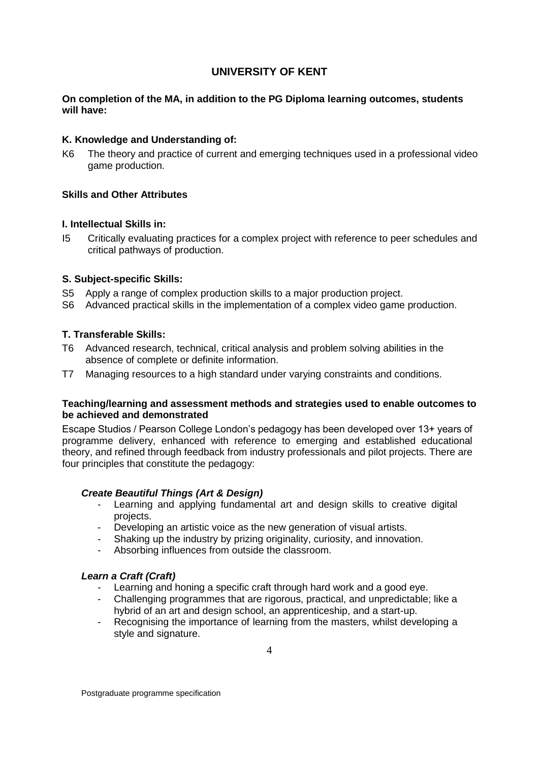# UNIVERSITY OF KENT

**On completion of the MA, in addition to the PG Diploma learning outcomes, students will have:**

### K. Knowledge and Understanding of:

K6 The theory and practice of current and emerging techniques used in a professional video game production.

### Skills and Other Attributes

### I. Intellectual Skills in:

I5 Critically evaluating practices for a complex project with reference to peer schedules and critical pathways of production.

### S. Subject-specific Skills:

S5 Apply a range of complex production skills to a major production project.

S6 Advanced practical skills in the implementation of a complex video game production.

### T. Transferable Skills:

T6 Advanced research, technical, critical analysis and problem solving abilities in the absence of complete or definite information.

T7 Managing resources to a high standard under varying constraints and conditions.

### Teaching/learning and assessment methods and strategies used to enable outcomes to be achieved and demonstrated

Escape Studios / Pearson College London's pedagogy has been developed over 13+ years of programme delivery, enhanced with reference to emerging and established educational theory, and refined through feedback from industry professionals and pilot projects. There are four principles that constitute the pedagogy:

#### *Create Beautiful Things (Art & Design)*

- Learning and applying fundamental art and design skills to creative digital projects.
- Developing an artistic voice as the new generation of visual artists.
- Shaking up the industry by prizing originality, curiosity, and innovation.
- Absorbing influences from outside the classroom.

#### *Learn a Craft (Craft)*

- Learning and honing a specific craft through hard work and a good eye.
- Challenging programmes that are rigorous, practical, and unpredictable; like a hybrid of an art and design school, an apprenticeship, and a start-up.
- Recognising the importance of learning from the masters, whilst developing a style and signature.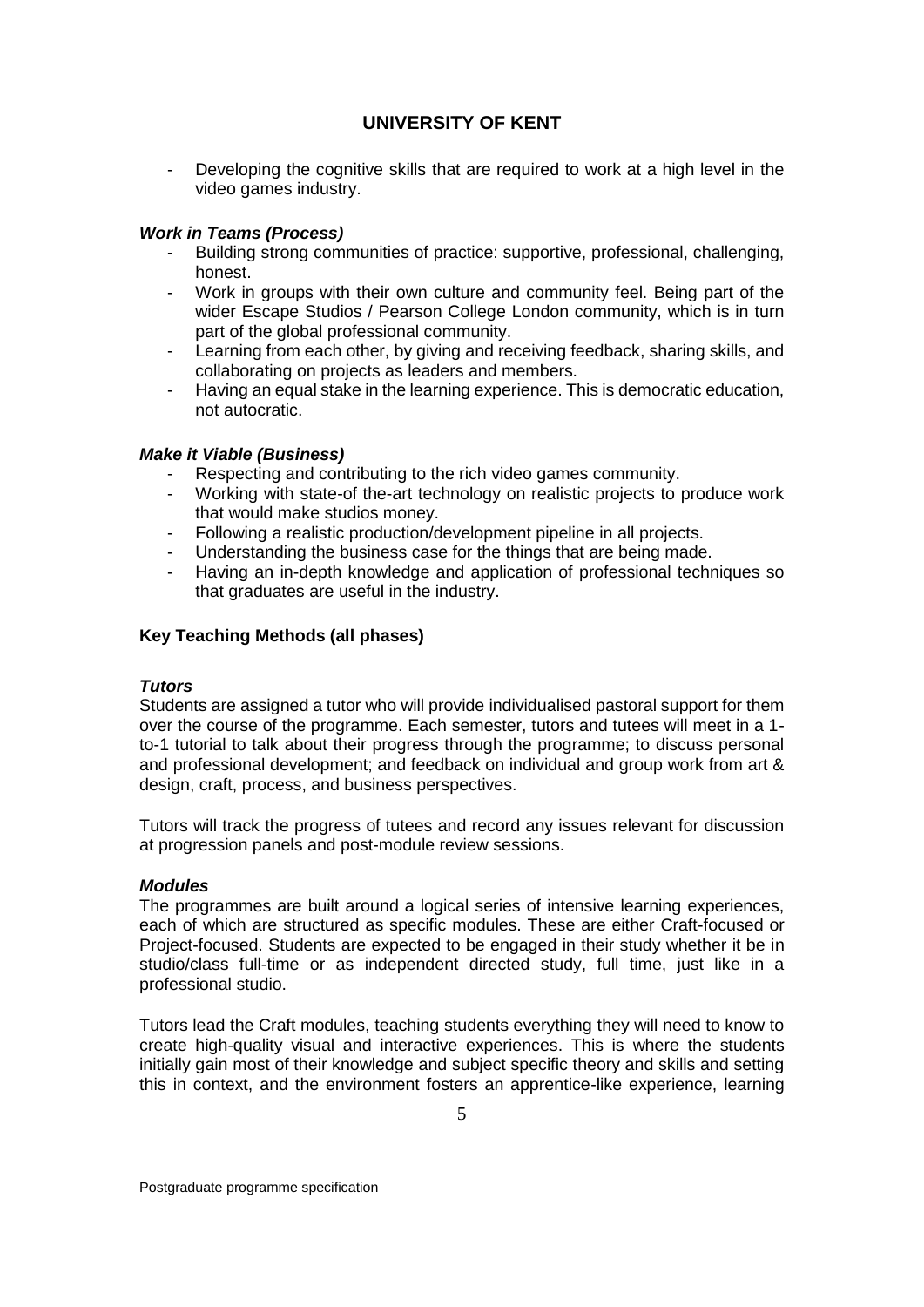- Developing the cognitive skills that are required to work at a high level in the video games industry.

***Work in Teams (Process)***

- Building strong communities of practice: supportive, professional, challenging, honest.
- Work in groups with their own culture and community feel. Being part of the wider Escape Studios / Pearson College London community, which is in turn part of the global professional community.
- Learning from each other, by giving and receiving feedback, sharing skills, and collaborating on projects as leaders and members.
- Having an equal stake in the learning experience. This is democratic education, not autocratic.

***Make it Viable (Business)***

- Respecting and contributing to the rich video games community.
- Working with state-of the-art technology on realistic projects to produce work that would make studios money.
- Following a realistic production/development pipeline in all projects.
- Understanding the business case for the things that are being made.
- Having an in-depth knowledge and application of professional techniques so that graduates are useful in the industry.

**Key Teaching Methods (all phases)**

***Tutors***

Students are assigned a tutor who will provide individualised pastoral support for them over the course of the programme. Each semester, tutors and tutees will meet in a 1-to-1 tutorial to talk about their progress through the programme; to discuss personal and professional development; and feedback on individual and group work from art & design, craft, process, and business perspectives.

Tutors will track the progress of tutees and record any issues relevant for discussion at progression panels and post-module review sessions.

***Modules***

The programmes are built around a logical series of intensive learning experiences, each of which are structured as specific modules. These are either Craft-focused or Project-focused. Students are expected to be engaged in their study whether it be in studio/class full-time or as independent directed study, full time, just like in a professional studio.

Tutors lead the Craft modules, teaching students everything they will need to know to create high-quality visual and interactive experiences. This is where the students initially gain most of their knowledge and subject specific theory and skills and setting this in context, and the environment fosters an apprentice-like experience, learning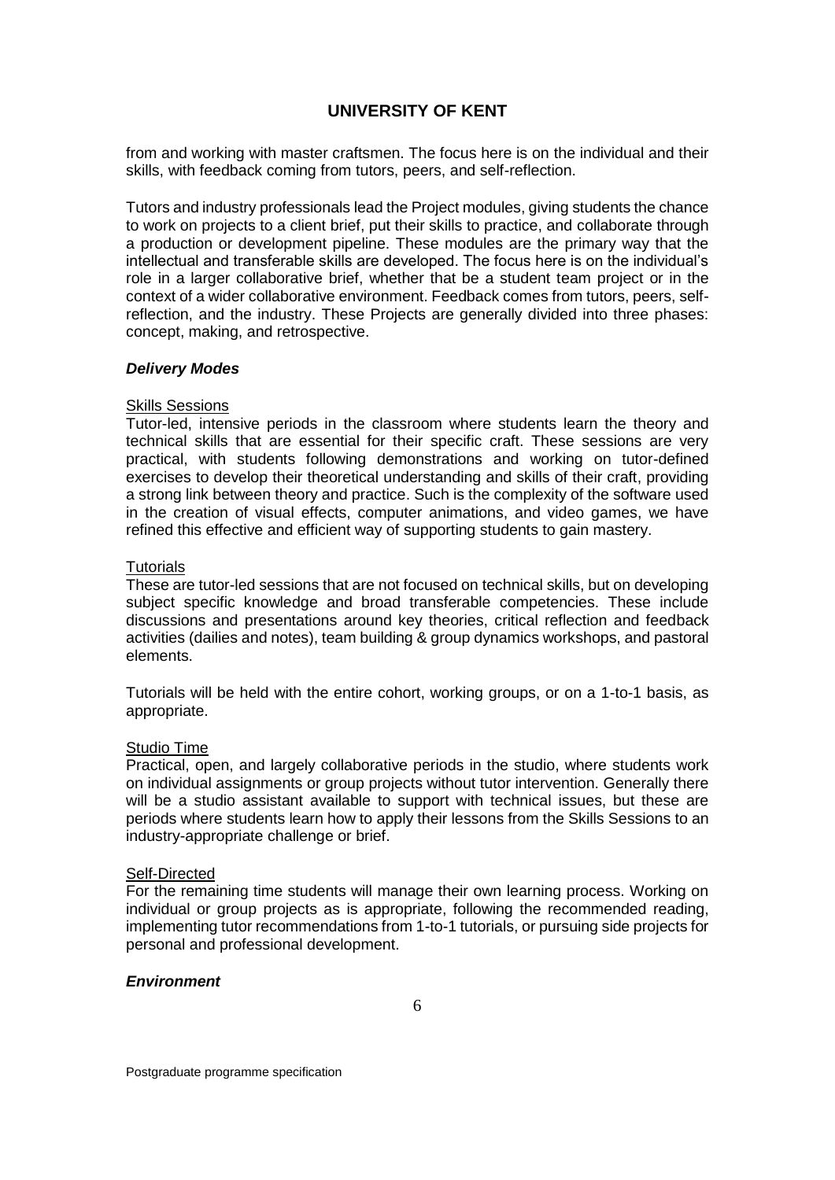from and working with master craftsmen. The focus here is on the individual and their skills, with feedback coming from tutors, peers, and self-reflection.

Tutors and industry professionals lead the Project modules, giving students the chance to work on projects to a client brief, put their skills to practice, and collaborate through a production or development pipeline. These modules are the primary way that the intellectual and transferable skills are developed. The focus here is on the individual's role in a larger collaborative brief, whether that be a student team project or in the context of a wider collaborative environment. Feedback comes from tutors, peers, self-reflection, and the industry. These Projects are generally divided into three phases: concept, making, and retrospective.

***Delivery Modes***

Skills Sessions

Tutor-led, intensive periods in the classroom where students learn the theory and technical skills that are essential for their specific craft. These sessions are very practical, with students following demonstrations and working on tutor-defined exercises to develop their theoretical understanding and skills of their craft, providing a strong link between theory and practice. Such is the complexity of the software used in the creation of visual effects, computer animations, and video games, we have refined this effective and efficient way of supporting students to gain mastery.

Tutorials

These are tutor-led sessions that are not focused on technical skills, but on developing subject specific knowledge and broad transferable competencies. These include discussions and presentations around key theories, critical reflection and feedback activities (dailies and notes), team building & group dynamics workshops, and pastoral elements.

Tutorials will be held with the entire cohort, working groups, or on a 1-to-1 basis, as appropriate.

Studio Time

Practical, open, and largely collaborative periods in the studio, where students work on individual assignments or group projects without tutor intervention. Generally there will be a studio assistant available to support with technical issues, but these are periods where students learn how to apply their lessons from the Skills Sessions to an industry-appropriate challenge or brief.

Self-Directed

For the remaining time students will manage their own learning process. Working on individual or group projects as is appropriate, following the recommended reading, implementing tutor recommendations from 1-to-1 tutorials, or pursuing side projects for personal and professional development.

***Environment***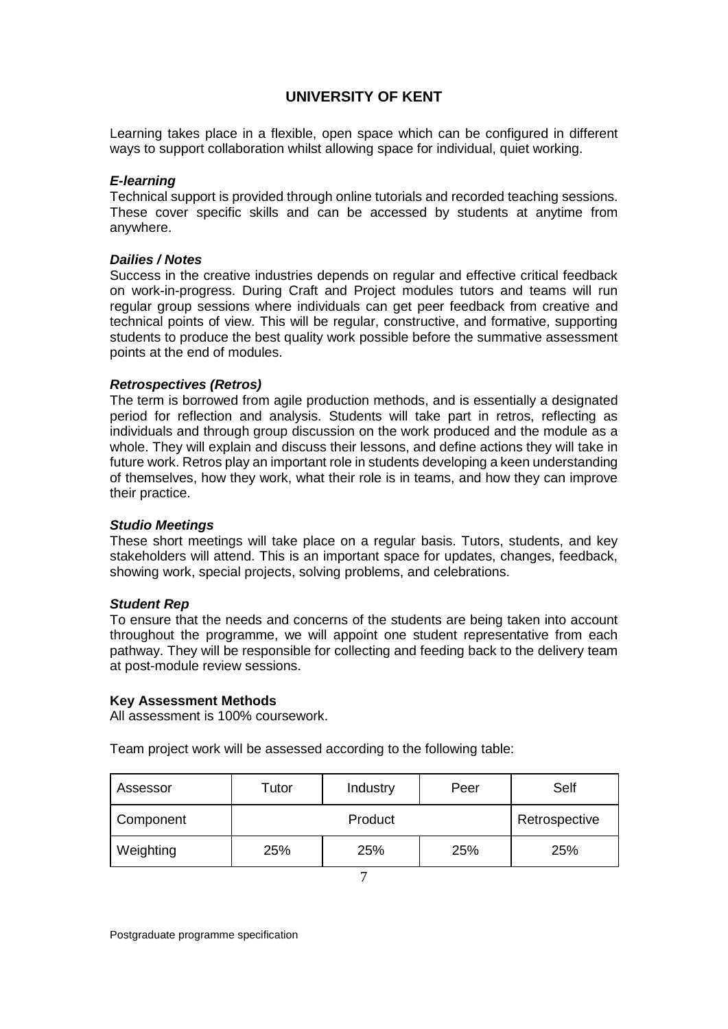# UNIVERSITY OF KENT

Learning takes place in a flexible, open space which can be configured in different ways to support collaboration whilst allowing space for individual, quiet working.

***E-learning***

Technical support is provided through online tutorials and recorded teaching sessions. These cover specific skills and can be accessed by students at anytime from anywhere.

***Dailies / Notes***

Success in the creative industries depends on regular and effective critical feedback on work-in-progress. During Craft and Project modules tutors and teams will run regular group sessions where individuals can get peer feedback from creative and technical points of view. This will be regular, constructive, and formative, supporting students to produce the best quality work possible before the summative assessment points at the end of modules.

***Retrospectives (Retros)***

The term is borrowed from agile production methods, and is essentially a designated period for reflection and analysis. Students will take part in retros, reflecting as individuals and through group discussion on the work produced and the module as a whole. They will explain and discuss their lessons, and define actions they will take in future work. Retros play an important role in students developing a keen understanding of themselves, how they work, what their role is in teams, and how they can improve their practice.

***Studio Meetings***

These short meetings will take place on a regular basis. Tutors, students, and key stakeholders will attend. This is an important space for updates, changes, feedback, showing work, special projects, solving problems, and celebrations.

***Student Rep***

To ensure that the needs and concerns of the students are being taken into account throughout the programme, we will appoint one student representative from each pathway. They will be responsible for collecting and feeding back to the delivery team at post-module review sessions.

**Key Assessment Methods**

All assessment is 100% coursework.

Team project work will be assessed according to the following table:

| Assessor | Tutor | Industry | Peer | Self |
|---|---|---|---|---|
| Component | Product | | | Retrospective |
| Weighting | 25% | 25% | 25% | 25% |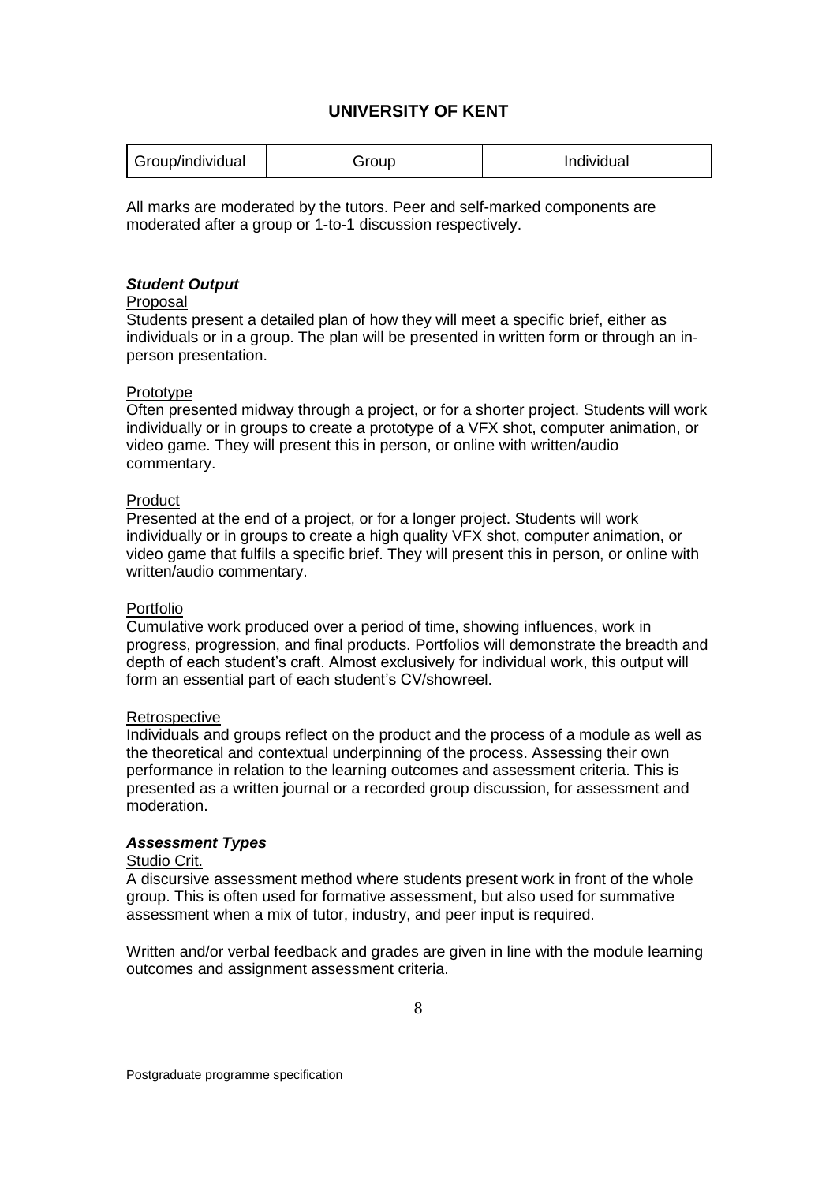# UNIVERSITY OF KENT

| Group/individual | Group | Individual |
|---|---|---|

All marks are moderated by the tutors. Peer and self-marked components are moderated after a group or 1-to-1 discussion respectively.

***Student Output***

Proposal

Students present a detailed plan of how they will meet a specific brief, either as individuals or in a group. The plan will be presented in written form or through an in-person presentation.

Prototype

Often presented midway through a project, or for a shorter project. Students will work individually or in groups to create a prototype of a VFX shot, computer animation, or video game. They will present this in person, or online with written/audio commentary.

Product

Presented at the end of a project, or for a longer project. Students will work individually or in groups to create a high quality VFX shot, computer animation, or video game that fulfils a specific brief. They will present this in person, or online with written/audio commentary.

Portfolio

Cumulative work produced over a period of time, showing influences, work in progress, progression, and final products. Portfolios will demonstrate the breadth and depth of each student's craft. Almost exclusively for individual work, this output will form an essential part of each student's CV/showreel.

Retrospective

Individuals and groups reflect on the product and the process of a module as well as the theoretical and contextual underpinning of the process. Assessing their own performance in relation to the learning outcomes and assessment criteria. This is presented as a written journal or a recorded group discussion, for assessment and moderation.

***Assessment Types***

Studio Crit.

A discursive assessment method where students present work in front of the whole group. This is often used for formative assessment, but also used for summative assessment when a mix of tutor, industry, and peer input is required.

Written and/or verbal feedback and grades are given in line with the module learning outcomes and assignment assessment criteria.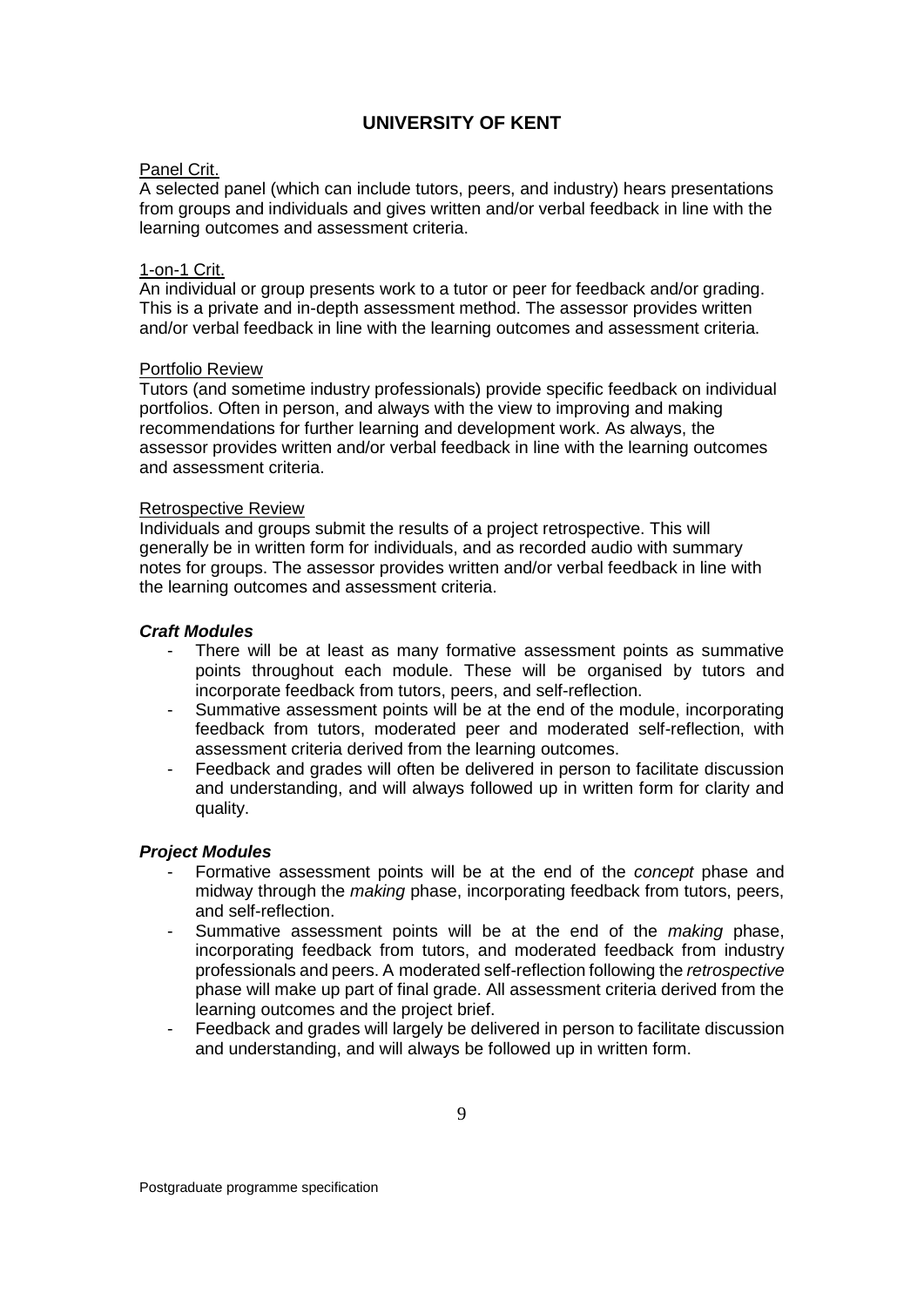Panel Crit.

A selected panel (which can include tutors, peers, and industry) hears presentations from groups and individuals and gives written and/or verbal feedback in line with the learning outcomes and assessment criteria.

1-on-1 Crit.

An individual or group presents work to a tutor or peer for feedback and/or grading. This is a private and in-depth assessment method. The assessor provides written and/or verbal feedback in line with the learning outcomes and assessment criteria.

Portfolio Review

Tutors (and sometime industry professionals) provide specific feedback on individual portfolios. Often in person, and always with the view to improving and making recommendations for further learning and development work. As always, the assessor provides written and/or verbal feedback in line with the learning outcomes and assessment criteria.

Retrospective Review

Individuals and groups submit the results of a project retrospective. This will generally be in written form for individuals, and as recorded audio with summary notes for groups. The assessor provides written and/or verbal feedback in line with the learning outcomes and assessment criteria.

***Craft Modules***

- There will be at least as many formative assessment points as summative points throughout each module. These will be organised by tutors and incorporate feedback from tutors, peers, and self-reflection.
- Summative assessment points will be at the end of the module, incorporating feedback from tutors, moderated peer and moderated self-reflection, with assessment criteria derived from the learning outcomes.
- Feedback and grades will often be delivered in person to facilitate discussion and understanding, and will always followed up in written form for clarity and quality.

***Project Modules***

- Formative assessment points will be at the end of the *concept* phase and midway through the *making* phase, incorporating feedback from tutors, peers, and self-reflection.
- Summative assessment points will be at the end of the *making* phase, incorporating feedback from tutors, and moderated feedback from industry professionals and peers. A moderated self-reflection following the *retrospective* phase will make up part of final grade. All assessment criteria derived from the learning outcomes and the project brief.
- Feedback and grades will largely be delivered in person to facilitate discussion and understanding, and will always be followed up in written form.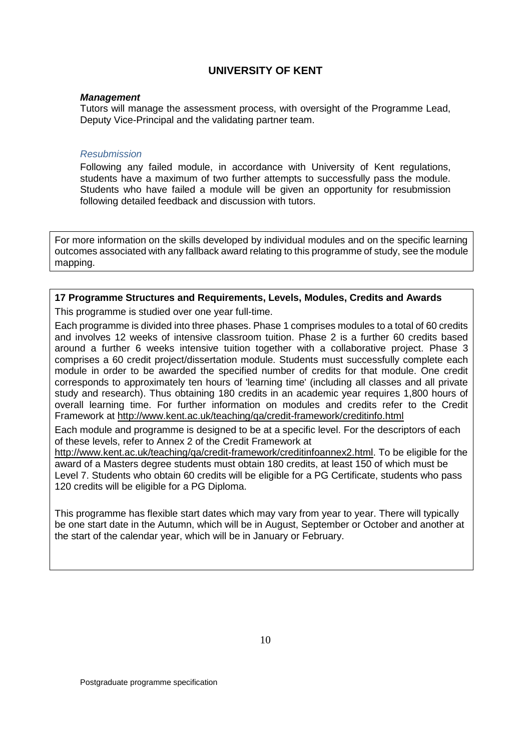***Management***

Tutors will manage the assessment process, with oversight of the Programme Lead, Deputy Vice-Principal and the validating partner team.

*Resubmission*

Following any failed module, in accordance with University of Kent regulations, students have a maximum of two further attempts to successfully pass the module. Students who have failed a module will be given an opportunity for resubmission following detailed feedback and discussion with tutors.

For more information on the skills developed by individual modules and on the specific learning outcomes associated with any fallback award relating to this programme of study, see the module mapping.

**17 Programme Structures and Requirements, Levels, Modules, Credits and Awards**

This programme is studied over one year full-time.

Each programme is divided into three phases. Phase 1 comprises modules to a total of 60 credits and involves 12 weeks of intensive classroom tuition. Phase 2 is a further 60 credits based around a further 6 weeks intensive tuition together with a collaborative project. Phase 3 comprises a 60 credit project/dissertation module. Students must successfully complete each module in order to be awarded the specified number of credits for that module. One credit corresponds to approximately ten hours of 'learning time' (including all classes and all private study and research). Thus obtaining 180 credits in an academic year requires 1,800 hours of overall learning time. For further information on modules and credits refer to the Credit Framework at http://www.kent.ac.uk/teaching/qa/credit-framework/creditinfo.html

Each module and programme is designed to be at a specific level. For the descriptors of each of these levels, refer to Annex 2 of the Credit Framework at http://www.kent.ac.uk/teaching/qa/credit-framework/creditinfoannex2.html. To be eligible for the award of a Masters degree students must obtain 180 credits, at least 150 of which must be Level 7. Students who obtain 60 credits will be eligible for a PG Certificate, students who pass 120 credits will be eligible for a PG Diploma.

This programme has flexible start dates which may vary from year to year. There will typically be one start date in the Autumn, which will be in August, September or October and another at the start of the calendar year, which will be in January or February.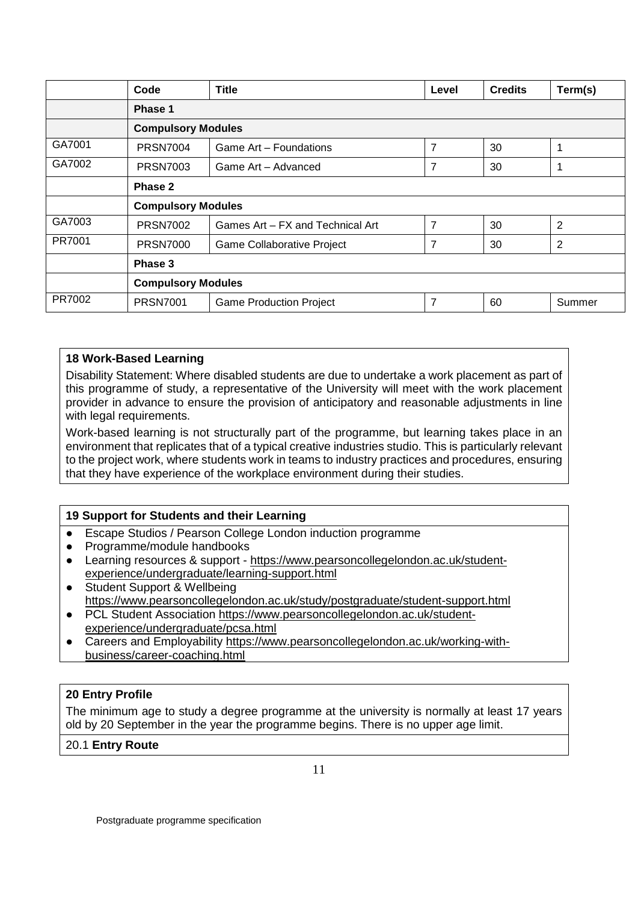| | Code | Title | Level | Credits | Term(s) |
|---|---|---|---|---|---|
| | **Phase 1** | | | | |
| | **Compulsory Modules** | | | | |
| GA7001 | PRSN7004 | Game Art – Foundations | 7 | 30 | 1 |
| GA7002 | PRSN7003 | Game Art – Advanced | 7 | 30 | 1 |
| | **Phase 2** | | | | |
| | **Compulsory Modules** | | | | |
| GA7003 | PRSN7002 | Games Art – FX and Technical Art | 7 | 30 | 2 |
| PR7001 | PRSN7000 | Game Collaborative Project | 7 | 30 | 2 |
| | **Phase 3** | | | | |
| | **Compulsory Modules** | | | | |
| PR7002 | PRSN7001 | Game Production Project | 7 | 60 | Summer |

## 18 Work-Based Learning

Disability Statement: Where disabled students are due to undertake a work placement as part of this programme of study, a representative of the University will meet with the work placement provider in advance to ensure the provision of anticipatory and reasonable adjustments in line with legal requirements.

Work-based learning is not structurally part of the programme, but learning takes place in an environment that replicates that of a typical creative industries studio. This is particularly relevant to the project work, where students work in teams to industry practices and procedures, ensuring that they have experience of the workplace environment during their studies.

## 19 Support for Students and their Learning

- Escape Studios / Pearson College London induction programme
- Programme/module handbooks
- Learning resources & support - https://www.pearsoncollegelondon.ac.uk/student-experience/undergraduate/learning-support.html
- Student Support & Wellbeing https://www.pearsoncollegelondon.ac.uk/study/postgraduate/student-support.html
- PCL Student Association https://www.pearsoncollegelondon.ac.uk/student-experience/undergraduate/pcsa.html
- Careers and Employability https://www.pearsoncollegelondon.ac.uk/working-with-business/career-coaching.html

## 20 Entry Profile

The minimum age to study a degree programme at the university is normally at least 17 years old by 20 September in the year the programme begins. There is no upper age limit.

### 20.1 Entry Route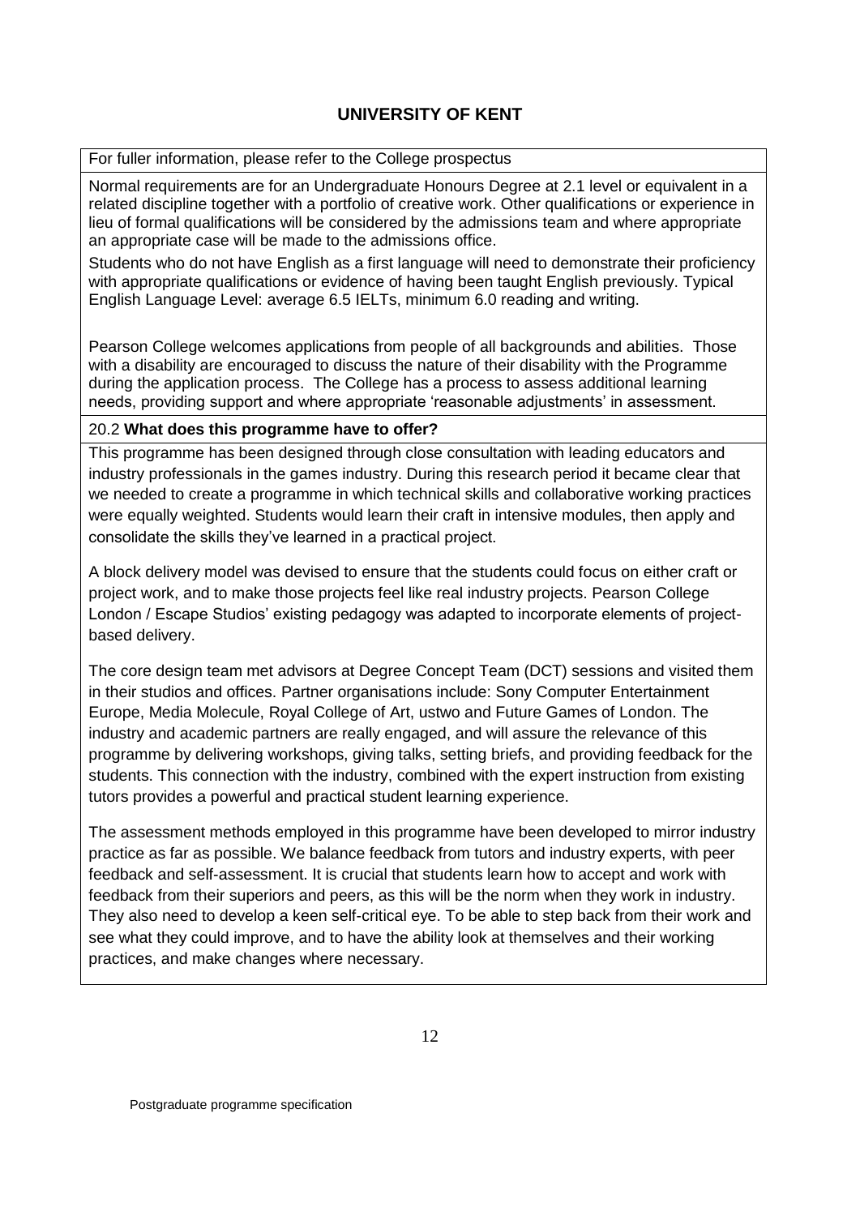# UNIVERSITY OF KENT

For fuller information, please refer to the College prospectus

Normal requirements are for an Undergraduate Honours Degree at 2.1 level or equivalent in a related discipline together with a portfolio of creative work. Other qualifications or experience in lieu of formal qualifications will be considered by the admissions team and where appropriate an appropriate case will be made to the admissions office.

Students who do not have English as a first language will need to demonstrate their proficiency with appropriate qualifications or evidence of having been taught English previously. Typical English Language Level: average 6.5 IELTs, minimum 6.0 reading and writing.

Pearson College welcomes applications from people of all backgrounds and abilities. Those with a disability are encouraged to discuss the nature of their disability with the Programme during the application process. The College has a process to assess additional learning needs, providing support and where appropriate 'reasonable adjustments' in assessment.

20.2 **What does this programme have to offer?**

This programme has been designed through close consultation with leading educators and industry professionals in the games industry. During this research period it became clear that we needed to create a programme in which technical skills and collaborative working practices were equally weighted. Students would learn their craft in intensive modules, then apply and consolidate the skills they've learned in a practical project.

A block delivery model was devised to ensure that the students could focus on either craft or project work, and to make those projects feel like real industry projects. Pearson College London / Escape Studios' existing pedagogy was adapted to incorporate elements of project-based delivery.

The core design team met advisors at Degree Concept Team (DCT) sessions and visited them in their studios and offices. Partner organisations include: Sony Computer Entertainment Europe, Media Molecule, Royal College of Art, ustwo and Future Games of London. The industry and academic partners are really engaged, and will assure the relevance of this programme by delivering workshops, giving talks, setting briefs, and providing feedback for the students. This connection with the industry, combined with the expert instruction from existing tutors provides a powerful and practical student learning experience.

The assessment methods employed in this programme have been developed to mirror industry practice as far as possible. We balance feedback from tutors and industry experts, with peer feedback and self-assessment. It is crucial that students learn how to accept and work with feedback from their superiors and peers, as this will be the norm when they work in industry. They also need to develop a keen self-critical eye. To be able to step back from their work and see what they could improve, and to have the ability look at themselves and their working practices, and make changes where necessary.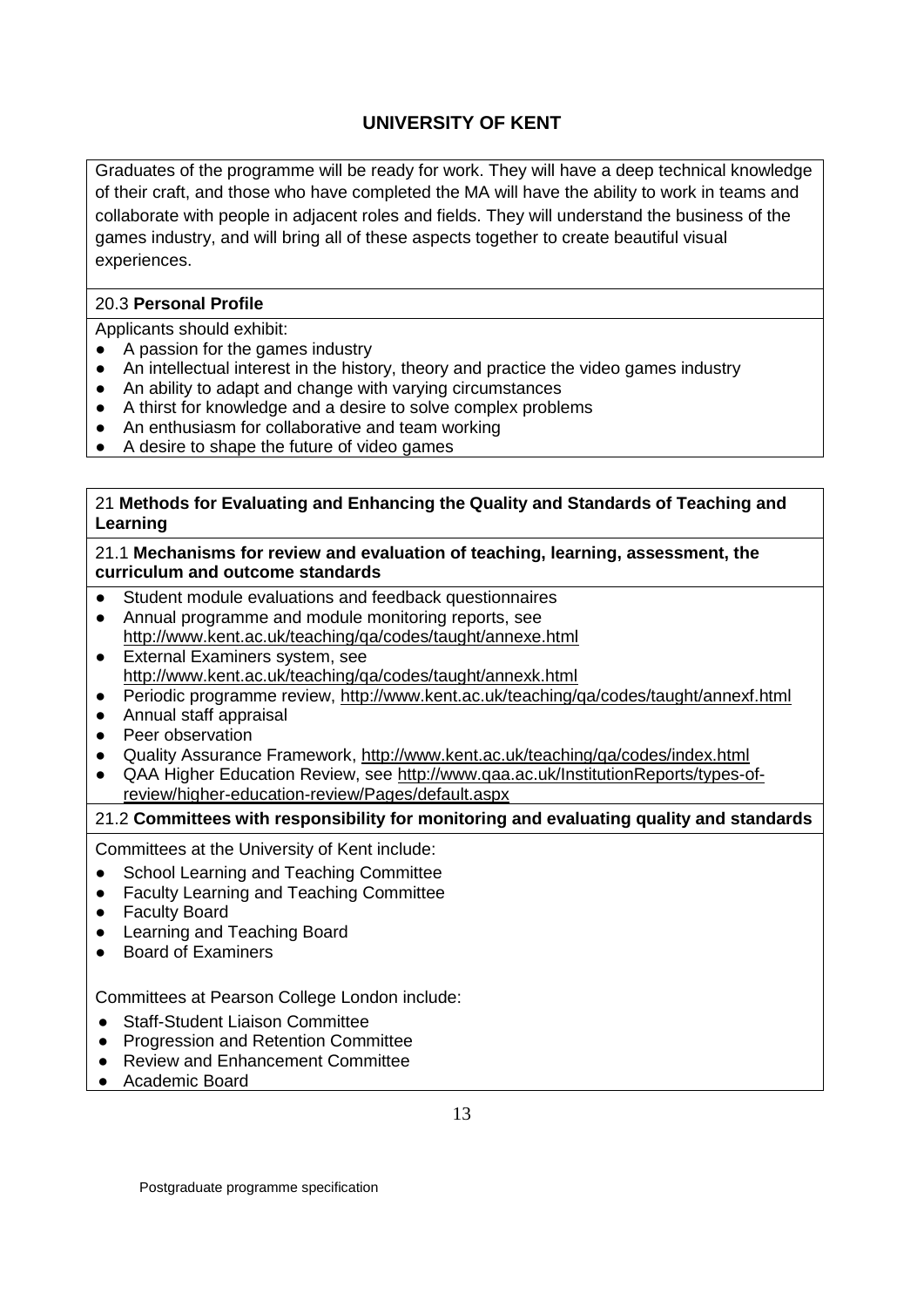# UNIVERSITY OF KENT

Graduates of the programme will be ready for work. They will have a deep technical knowledge of their craft, and those who have completed the MA will have the ability to work in teams and collaborate with people in adjacent roles and fields. They will understand the business of the games industry, and will bring all of these aspects together to create beautiful visual experiences.

### 20.3 **Personal Profile**

Applicants should exhibit:

- A passion for the games industry
- An intellectual interest in the history, theory and practice the video games industry
- An ability to adapt and change with varying circumstances
- A thirst for knowledge and a desire to solve complex problems
- An enthusiasm for collaborative and team working
- A desire to shape the future of video games

## 21 **Methods for Evaluating and Enhancing the Quality and Standards of Teaching and Learning**

### 21.1 **Mechanisms for review and evaluation of teaching, learning, assessment, the curriculum and outcome standards**

- Student module evaluations and feedback questionnaires
- Annual programme and module monitoring reports, see http://www.kent.ac.uk/teaching/qa/codes/taught/annexe.html
- External Examiners system, see http://www.kent.ac.uk/teaching/qa/codes/taught/annexk.html
- Periodic programme review, http://www.kent.ac.uk/teaching/qa/codes/taught/annexf.html
- Annual staff appraisal
- Peer observation
- Quality Assurance Framework, http://www.kent.ac.uk/teaching/qa/codes/index.html
- QAA Higher Education Review, see http://www.qaa.ac.uk/InstitutionReports/types-of-review/higher-education-review/Pages/default.aspx

### 21.2 **Committees with responsibility for monitoring and evaluating quality and standards**

Committees at the University of Kent include:

- School Learning and Teaching Committee
- Faculty Learning and Teaching Committee
- Faculty Board
- Learning and Teaching Board
- Board of Examiners

Committees at Pearson College London include:

- Staff-Student Liaison Committee
- Progression and Retention Committee
- Review and Enhancement Committee
- Academic Board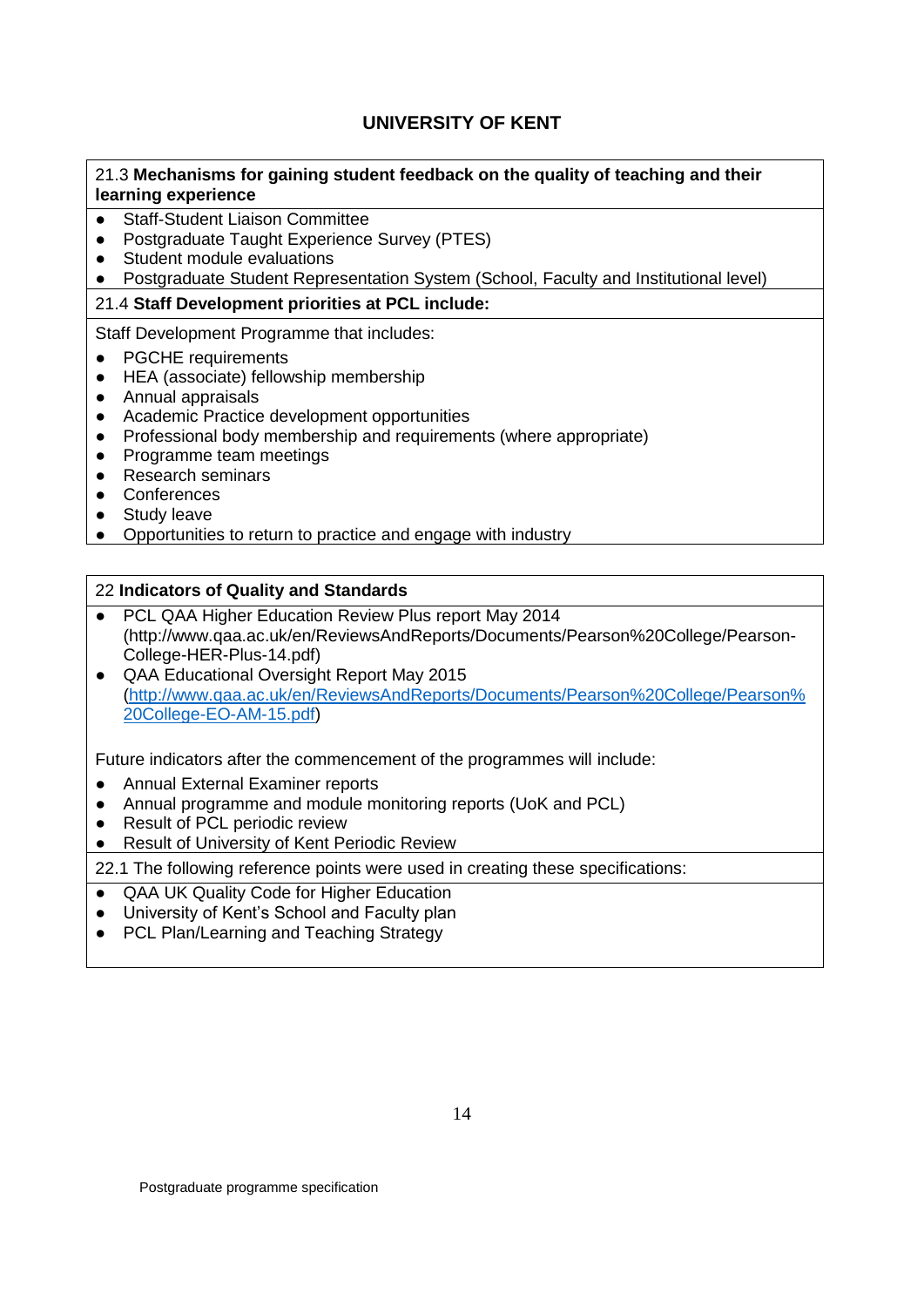21.3 **Mechanisms for gaining student feedback on the quality of teaching and their learning experience**

- Staff-Student Liaison Committee
- Postgraduate Taught Experience Survey (PTES)
- Student module evaluations
- Postgraduate Student Representation System (School, Faculty and Institutional level)

21.4 **Staff Development priorities at PCL include:**

Staff Development Programme that includes:

- PGCHE requirements
- HEA (associate) fellowship membership
- Annual appraisals
- Academic Practice development opportunities
- Professional body membership and requirements (where appropriate)
- Programme team meetings
- Research seminars
- Conferences
- Study leave
- Opportunities to return to practice and engage with industry

22 **Indicators of Quality and Standards**

- PCL QAA Higher Education Review Plus report May 2014 (http://www.qaa.ac.uk/en/ReviewsAndReports/Documents/Pearson%20College/Pearson-College-HER-Plus-14.pdf)
- QAA Educational Oversight Report May 2015 (http://www.qaa.ac.uk/en/ReviewsAndReports/Documents/Pearson%20College/Pearson%20College-EO-AM-15.pdf)

Future indicators after the commencement of the programmes will include:

- Annual External Examiner reports
- Annual programme and module monitoring reports (UoK and PCL)
- Result of PCL periodic review
- Result of University of Kent Periodic Review

22.1 The following reference points were used in creating these specifications:

- QAA UK Quality Code for Higher Education
- University of Kent's School and Faculty plan
- PCL Plan/Learning and Teaching Strategy